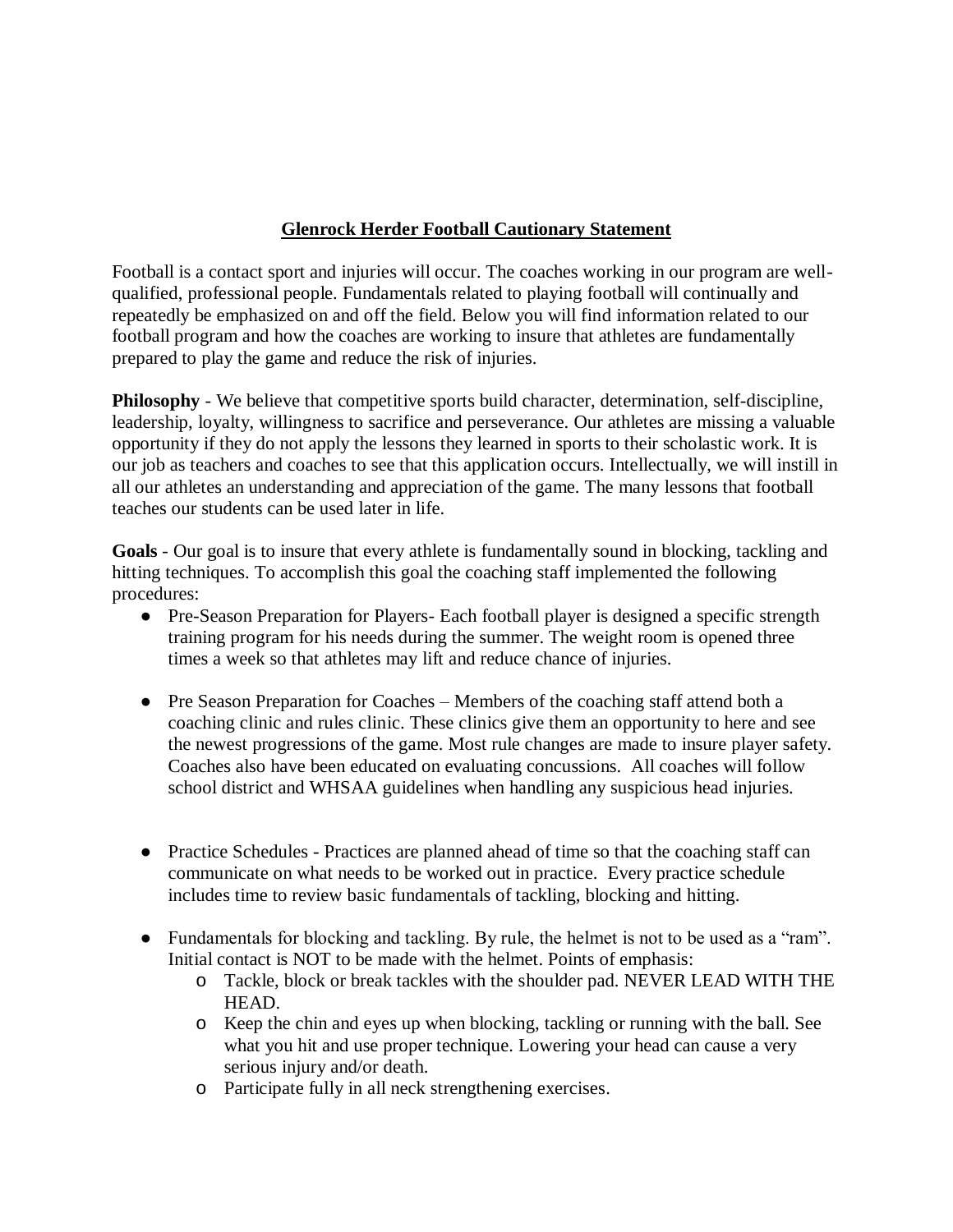# **Glenrock Herder Football Cautionary Statement**

Football is a contact sport and injuries will occur. The coaches working in our program are well-qualified, professional people. Fundamentals related to playing football will continually and repeatedly be emphasized on and off the field. Below you will find information related to our football program and how the coaches are working to insure that athletes are fundamentally prepared to play the game and reduce the risk of injuries.

**Philosophy** - We believe that competitive sports build character, determination, self-discipline, leadership, loyalty, willingness to sacrifice and perseverance. Our athletes are missing a valuable opportunity if they do not apply the lessons they learned in sports to their scholastic work. It is our job as teachers and coaches to see that this application occurs. Intellectually, we will instill in all our athletes an understanding and appreciation of the game. The many lessons that football teaches our students can be used later in life.

**Goals** - Our goal is to insure that every athlete is fundamentally sound in blocking, tackling and hitting techniques. To accomplish this goal the coaching staff implemented the following procedures:

- Pre-Season Preparation for Players- Each football player is designed a specific strength training program for his needs during the summer. The weight room is opened three times a week so that athletes may lift and reduce chance of injuries.

- Pre Season Preparation for Coaches – Members of the coaching staff attend both a coaching clinic and rules clinic. These clinics give them an opportunity to here and see the newest progressions of the game. Most rule changes are made to insure player safety. Coaches also have been educated on evaluating concussions. All coaches will follow school district and WHSAA guidelines when handling any suspicious head injuries.

- Practice Schedules - Practices are planned ahead of time so that the coaching staff can communicate on what needs to be worked out in practice. Every practice schedule includes time to review basic fundamentals of tackling, blocking and hitting.

- Fundamentals for blocking and tackling. By rule, the helmet is not to be used as a "ram". Initial contact is NOT to be made with the helmet. Points of emphasis:
  - Tackle, block or break tackles with the shoulder pad. NEVER LEAD WITH THE HEAD.
  - Keep the chin and eyes up when blocking, tackling or running with the ball. See what you hit and use proper technique. Lowering your head can cause a very serious injury and/or death.
  - Participate fully in all neck strengthening exercises.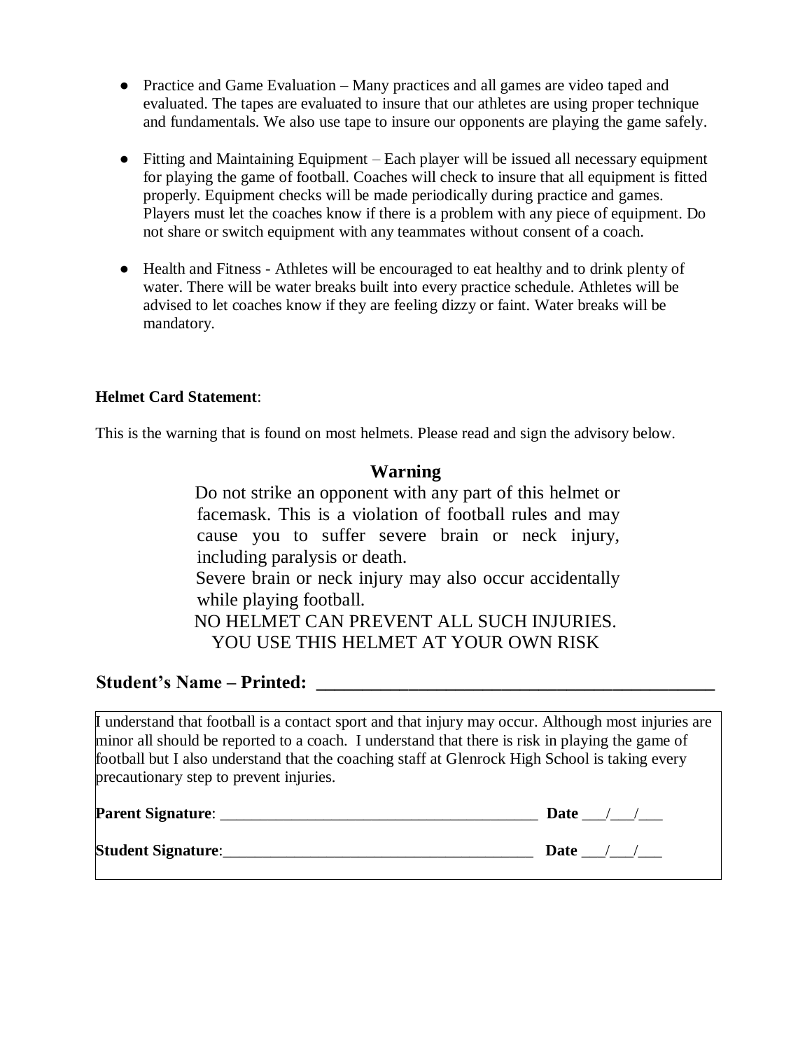- Practice and Game Evaluation – Many practices and all games are video taped and evaluated. The tapes are evaluated to insure that our athletes are using proper technique and fundamentals. We also use tape to insure our opponents are playing the game safely.

- Fitting and Maintaining Equipment – Each player will be issued all necessary equipment for playing the game of football. Coaches will check to insure that all equipment is fitted properly. Equipment checks will be made periodically during practice and games. Players must let the coaches know if there is a problem with any piece of equipment. Do not share or switch equipment with any teammates without consent of a coach.

- Health and Fitness - Athletes will be encouraged to eat healthy and to drink plenty of water. There will be water breaks built into every practice schedule. Athletes will be advised to let coaches know if they are feeling dizzy or faint. Water breaks will be mandatory.

**Helmet Card Statement**:

This is the warning that is found on most helmets. Please read and sign the advisory below.

**Warning**

Do not strike an opponent with any part of this helmet or facemask. This is a violation of football rules and may cause you to suffer severe brain or neck injury, including paralysis or death.

Severe brain or neck injury may also occur accidentally while playing football.

NO HELMET CAN PREVENT ALL SUCH INJURIES.
YOU USE THIS HELMET AT YOUR OWN RISK

**Student's Name – Printed: ___________________________________________**

I understand that football is a contact sport and that injury may occur. Although most injuries are minor all should be reported to a coach. I understand that there is risk in playing the game of football but I also understand that the coaching staff at Glenrock High School is taking every precautionary step to prevent injuries.

**Parent Signature**: ________________________________________ **Date** ___/___/___

**Student Signature**:________________________________________ **Date** ___/___/___